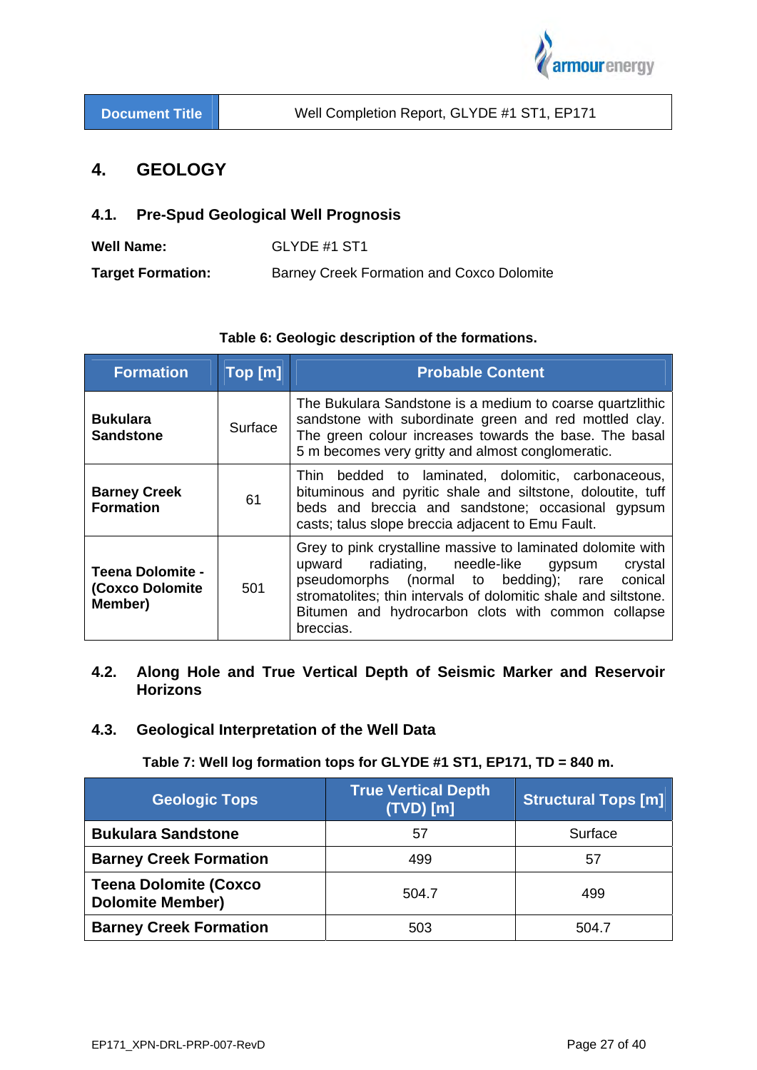| Document Title | Well Completion Report, GLYDE #1 ST1, EP171 |
|---|---|

# 4. GEOLOGY

## 4.1. Pre-Spud Geological Well Prognosis

**Well Name:** GLYDE #1 ST1

**Target Formation:** Barney Creek Formation and Coxco Dolomite

**Table 6: Geologic description of the formations.**

| Formation | Top [m] | Probable Content |
|---|---|---|
| **Bukulara Sandstone** | Surface | The Bukulara Sandstone is a medium to coarse quartzlithic sandstone with subordinate green and red mottled clay. The green colour increases towards the base. The basal 5 m becomes very gritty and almost conglomeratic. |
| **Barney Creek Formation** | 61 | Thin bedded to laminated, dolomitic, carbonaceous, bituminous and pyritic shale and siltstone, doloutite, tuff beds and breccia and sandstone; occasional gypsum casts; talus slope breccia adjacent to Emu Fault. |
| **Teena Dolomite - (Coxco Dolomite Member)** | 501 | Grey to pink crystalline massive to laminated dolomite with upward radiating, needle-like gypsum crystal pseudomorphs (normal to bedding); rare conical stromatolites; thin intervals of dolomitic shale and siltstone. Bitumen and hydrocarbon clots with common collapse breccias. |

## 4.2. Along Hole and True Vertical Depth of Seismic Marker and Reservoir Horizons

## 4.3. Geological Interpretation of the Well Data

**Table 7: Well log formation tops for GLYDE #1 ST1, EP171, TD = 840 m.**

| Geologic Tops | True Vertical Depth (TVD) [m] | Structural Tops [m] |
|---|---|---|
| **Bukulara Sandstone** | 57 | Surface |
| **Barney Creek Formation** | 499 | 57 |
| **Teena Dolomite (Coxco Dolomite Member)** | 504.7 | 499 |
| **Barney Creek Formation** | 503 | 504.7 |

EP171_XPN-DRL-PRP-007-RevD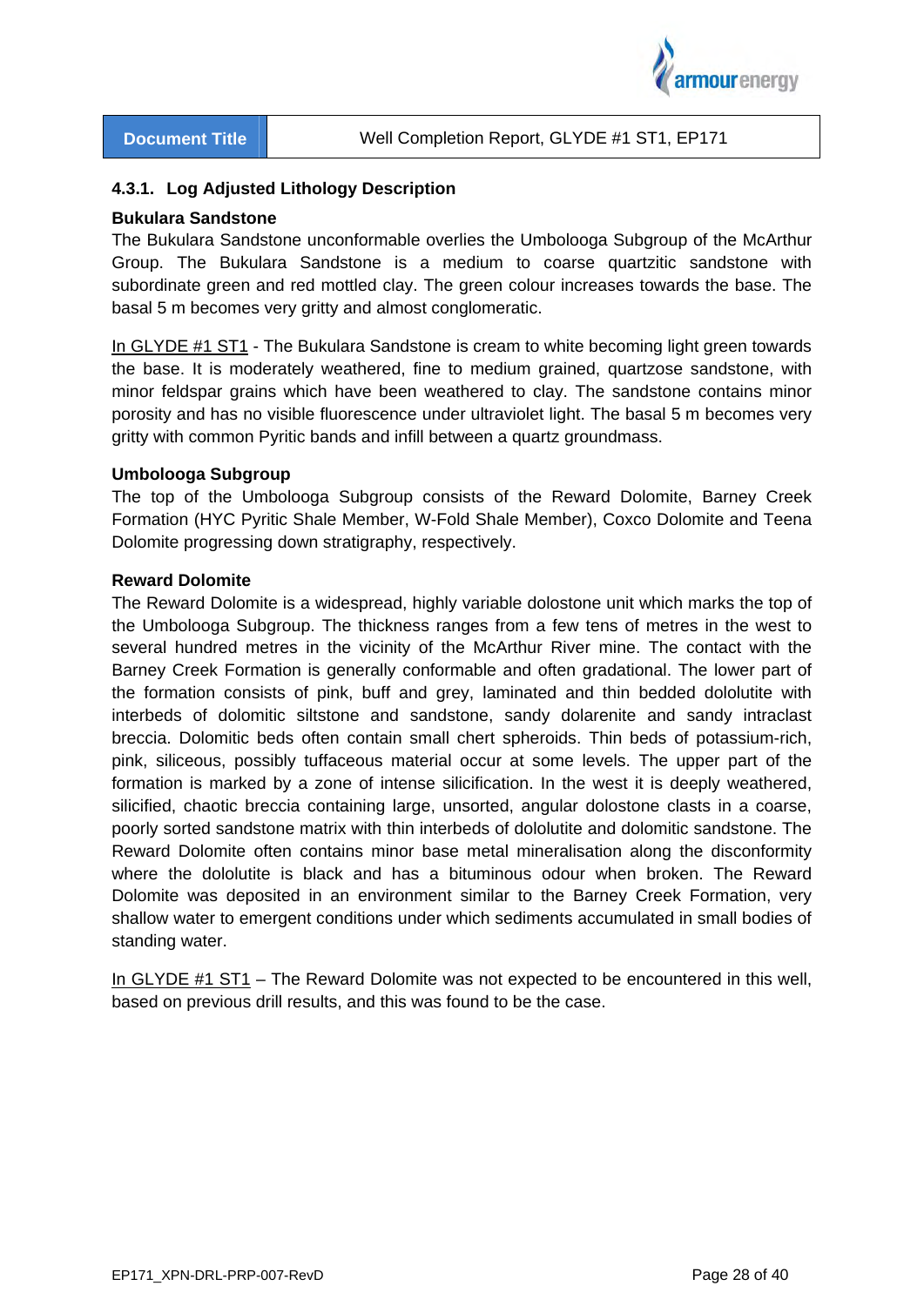#### 4.3.1. Log Adjusted Lithology Description

**Bukulara Sandstone**

The Bukulara Sandstone unconformable overlies the Umbolooga Subgroup of the McArthur Group. The Bukulara Sandstone is a medium to coarse quartzitic sandstone with subordinate green and red mottled clay. The green colour increases towards the base. The basal 5 m becomes very gritty and almost conglomeratic.

In GLYDE #1 ST1 - The Bukulara Sandstone is cream to white becoming light green towards the base. It is moderately weathered, fine to medium grained, quartzose sandstone, with minor feldspar grains which have been weathered to clay. The sandstone contains minor porosity and has no visible fluorescence under ultraviolet light. The basal 5 m becomes very gritty with common Pyritic bands and infill between a quartz groundmass.

**Umbolooga Subgroup**

The top of the Umbolooga Subgroup consists of the Reward Dolomite, Barney Creek Formation (HYC Pyritic Shale Member, W-Fold Shale Member), Coxco Dolomite and Teena Dolomite progressing down stratigraphy, respectively.

**Reward Dolomite**

The Reward Dolomite is a widespread, highly variable dolostone unit which marks the top of the Umbolooga Subgroup. The thickness ranges from a few tens of metres in the west to several hundred metres in the vicinity of the McArthur River mine. The contact with the Barney Creek Formation is generally conformable and often gradational. The lower part of the formation consists of pink, buff and grey, laminated and thin bedded dololutite with interbeds of dolomitic siltstone and sandstone, sandy dolarenite and sandy intraclast breccia. Dolomitic beds often contain small chert spheroids. Thin beds of potassium-rich, pink, siliceous, possibly tuffaceous material occur at some levels. The upper part of the formation is marked by a zone of intense silicification. In the west it is deeply weathered, silicified, chaotic breccia containing large, unsorted, angular dolostone clasts in a coarse, poorly sorted sandstone matrix with thin interbeds of dololutite and dolomitic sandstone. The Reward Dolomite often contains minor base metal mineralisation along the disconformity where the dololutite is black and has a bituminous odour when broken. The Reward Dolomite was deposited in an environment similar to the Barney Creek Formation, very shallow water to emergent conditions under which sediments accumulated in small bodies of standing water.

In GLYDE #1 ST1 – The Reward Dolomite was not expected to be encountered in this well, based on previous drill results, and this was found to be the case.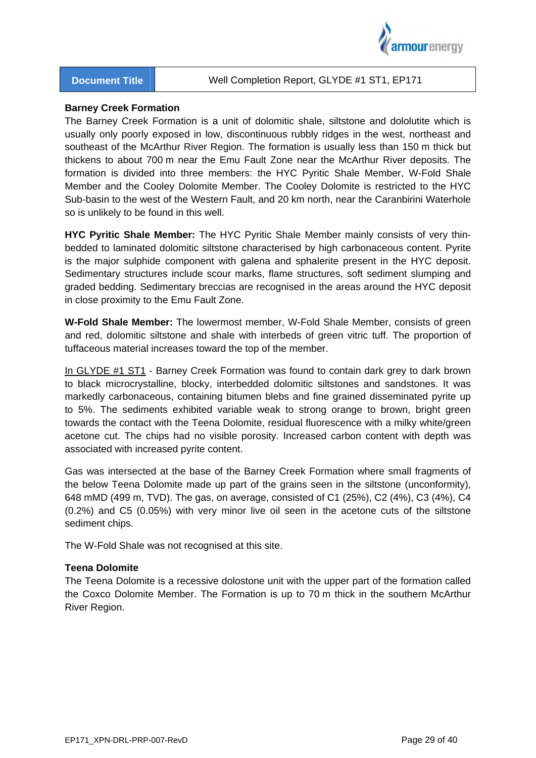### Barney Creek Formation

The Barney Creek Formation is a unit of dolomitic shale, siltstone and dololutite which is usually only poorly exposed in low, discontinuous rubbly ridges in the west, northeast and southeast of the McArthur River Region. The formation is usually less than 150 m thick but thickens to about 700 m near the Emu Fault Zone near the McArthur River deposits. The formation is divided into three members: the HYC Pyritic Shale Member, W-Fold Shale Member and the Cooley Dolomite Member. The Cooley Dolomite is restricted to the HYC Sub-basin to the west of the Western Fault, and 20 km north, near the Caranbirini Waterhole so is unlikely to be found in this well.

**HYC Pyritic Shale Member:** The HYC Pyritic Shale Member mainly consists of very thin-bedded to laminated dolomitic siltstone characterised by high carbonaceous content. Pyrite is the major sulphide component with galena and sphalerite present in the HYC deposit. Sedimentary structures include scour marks, flame structures, soft sediment slumping and graded bedding. Sedimentary breccias are recognised in the areas around the HYC deposit in close proximity to the Emu Fault Zone.

**W-Fold Shale Member:** The lowermost member, W-Fold Shale Member, consists of green and red, dolomitic siltstone and shale with interbeds of green vitric tuff. The proportion of tuffaceous material increases toward the top of the member.

<u>In GLYDE #1 ST1</u> - Barney Creek Formation was found to contain dark grey to dark brown to black microcrystalline, blocky, interbedded dolomitic siltstones and sandstones. It was markedly carbonaceous, containing bitumen blebs and fine grained disseminated pyrite up to 5%. The sediments exhibited variable weak to strong orange to brown, bright green towards the contact with the Teena Dolomite, residual fluorescence with a milky white/green acetone cut. The chips had no visible porosity. Increased carbon content with depth was associated with increased pyrite content.

Gas was intersected at the base of the Barney Creek Formation where small fragments of the below Teena Dolomite made up part of the grains seen in the siltstone (unconformity), 648 mMD (499 m, TVD). The gas, on average, consisted of C1 (25%), C2 (4%), C3 (4%), C4 (0.2%) and C5 (0.05%) with very minor live oil seen in the acetone cuts of the siltstone sediment chips.

The W-Fold Shale was not recognised at this site.

### Teena Dolomite

The Teena Dolomite is a recessive dolostone unit with the upper part of the formation called the Coxco Dolomite Member. The Formation is up to 70 m thick in the southern McArthur River Region.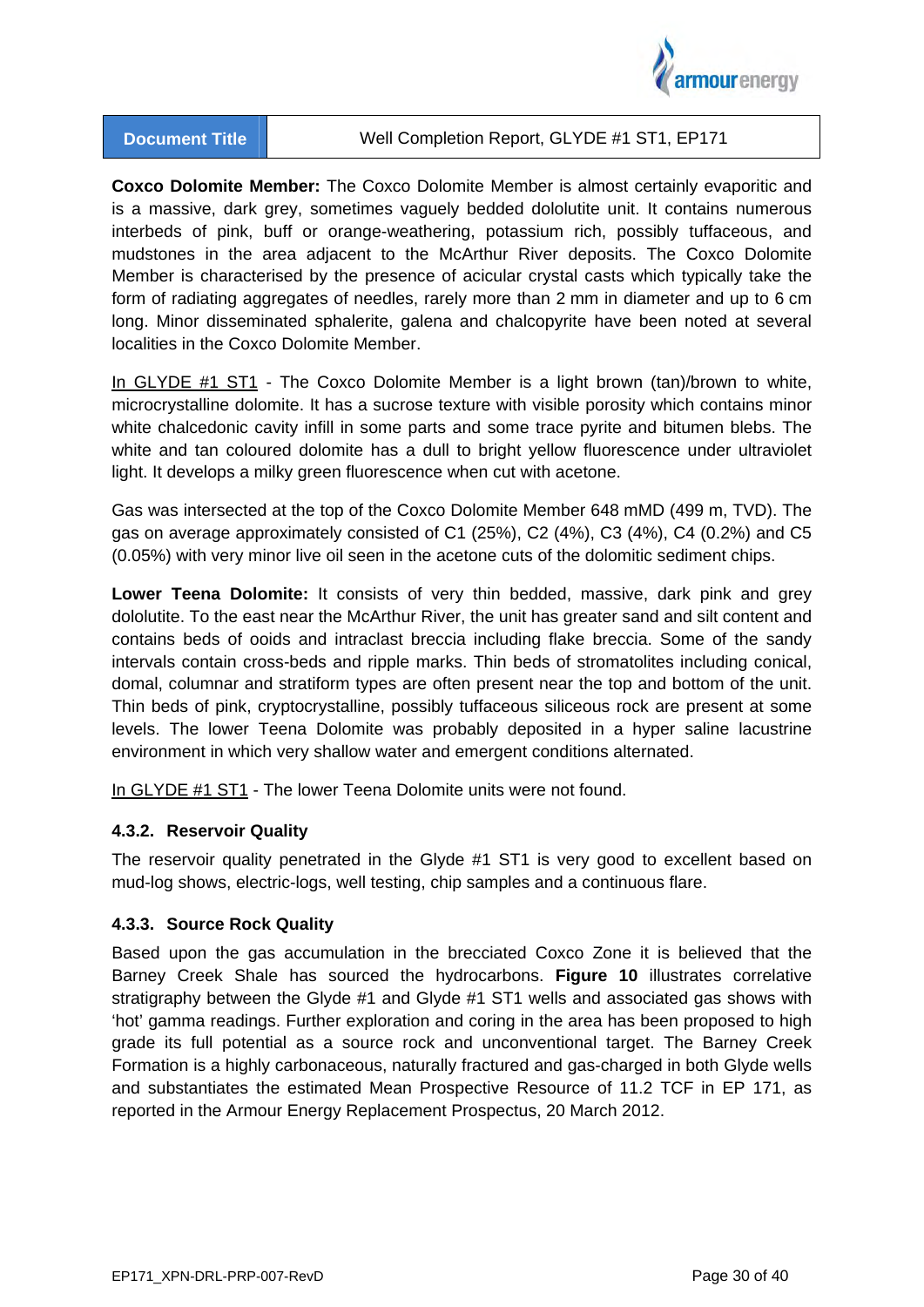**Coxco Dolomite Member:** The Coxco Dolomite Member is almost certainly evaporitic and is a massive, dark grey, sometimes vaguely bedded dololutite unit. It contains numerous interbeds of pink, buff or orange-weathering, potassium rich, possibly tuffaceous, and mudstones in the area adjacent to the McArthur River deposits. The Coxco Dolomite Member is characterised by the presence of acicular crystal casts which typically take the form of radiating aggregates of needles, rarely more than 2 mm in diameter and up to 6 cm long. Minor disseminated sphalerite, galena and chalcopyrite have been noted at several localities in the Coxco Dolomite Member.

In GLYDE #1 ST1 - The Coxco Dolomite Member is a light brown (tan)/brown to white, microcrystalline dolomite. It has a sucrose texture with visible porosity which contains minor white chalcedonic cavity infill in some parts and some trace pyrite and bitumen blebs. The white and tan coloured dolomite has a dull to bright yellow fluorescence under ultraviolet light. It develops a milky green fluorescence when cut with acetone.

Gas was intersected at the top of the Coxco Dolomite Member 648 mMD (499 m, TVD). The gas on average approximately consisted of C1 (25%), C2 (4%), C3 (4%), C4 (0.2%) and C5 (0.05%) with very minor live oil seen in the acetone cuts of the dolomitic sediment chips.

**Lower Teena Dolomite:** It consists of very thin bedded, massive, dark pink and grey dololutite. To the east near the McArthur River, the unit has greater sand and silt content and contains beds of ooids and intraclast breccia including flake breccia. Some of the sandy intervals contain cross-beds and ripple marks. Thin beds of stromatolites including conical, domal, columnar and stratiform types are often present near the top and bottom of the unit. Thin beds of pink, cryptocrystalline, possibly tuffaceous siliceous rock are present at some levels. The lower Teena Dolomite was probably deposited in a hyper saline lacustrine environment in which very shallow water and emergent conditions alternated.

In GLYDE #1 ST1 - The lower Teena Dolomite units were not found.

#### 4.3.2. Reservoir Quality

The reservoir quality penetrated in the Glyde #1 ST1 is very good to excellent based on mud-log shows, electric-logs, well testing, chip samples and a continuous flare.

#### 4.3.3. Source Rock Quality

Based upon the gas accumulation in the brecciated Coxco Zone it is believed that the Barney Creek Shale has sourced the hydrocarbons. **Figure 10** illustrates correlative stratigraphy between the Glyde #1 and Glyde #1 ST1 wells and associated gas shows with 'hot' gamma readings. Further exploration and coring in the area has been proposed to high grade its full potential as a source rock and unconventional target. The Barney Creek Formation is a highly carbonaceous, naturally fractured and gas-charged in both Glyde wells and substantiates the estimated Mean Prospective Resource of 11.2 TCF in EP 171, as reported in the Armour Energy Replacement Prospectus, 20 March 2012.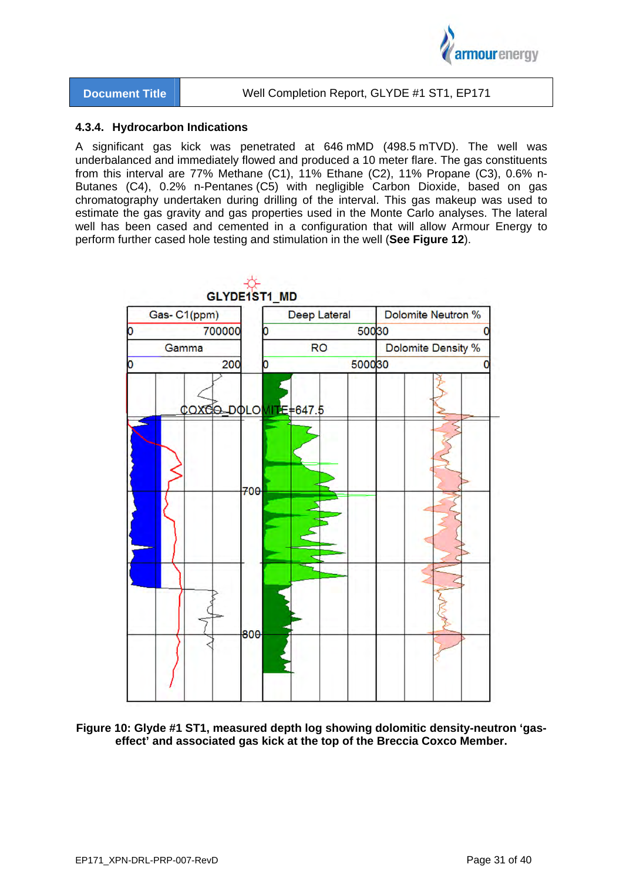### 4.3.4. Hydrocarbon Indications

A significant gas kick was penetrated at 646 mMD (498.5 mTVD). The well was underbalanced and immediately flowed and produced a 10 meter flare. The gas constituents from this interval are 77% Methane (C1), 11% Ethane (C2), 11% Propane (C3), 0.6% n-Butanes (C4), 0.2% n-Pentanes (C5) with negligible Carbon Dioxide, based on gas chromatography undertaken during drilling of the interval. This gas makeup was used to estimate the gas gravity and gas properties used in the Monte Carlo analyses. The lateral well has been cased and cemented in a configuration that will allow Armour Energy to perform further cased hole testing and stimulation in the well (**See Figure 12**).

**Figure 10: Glyde #1 ST1, measured depth log showing dolomitic density-neutron 'gas-effect' and associated gas kick at the top of the Breccia Coxco Member.**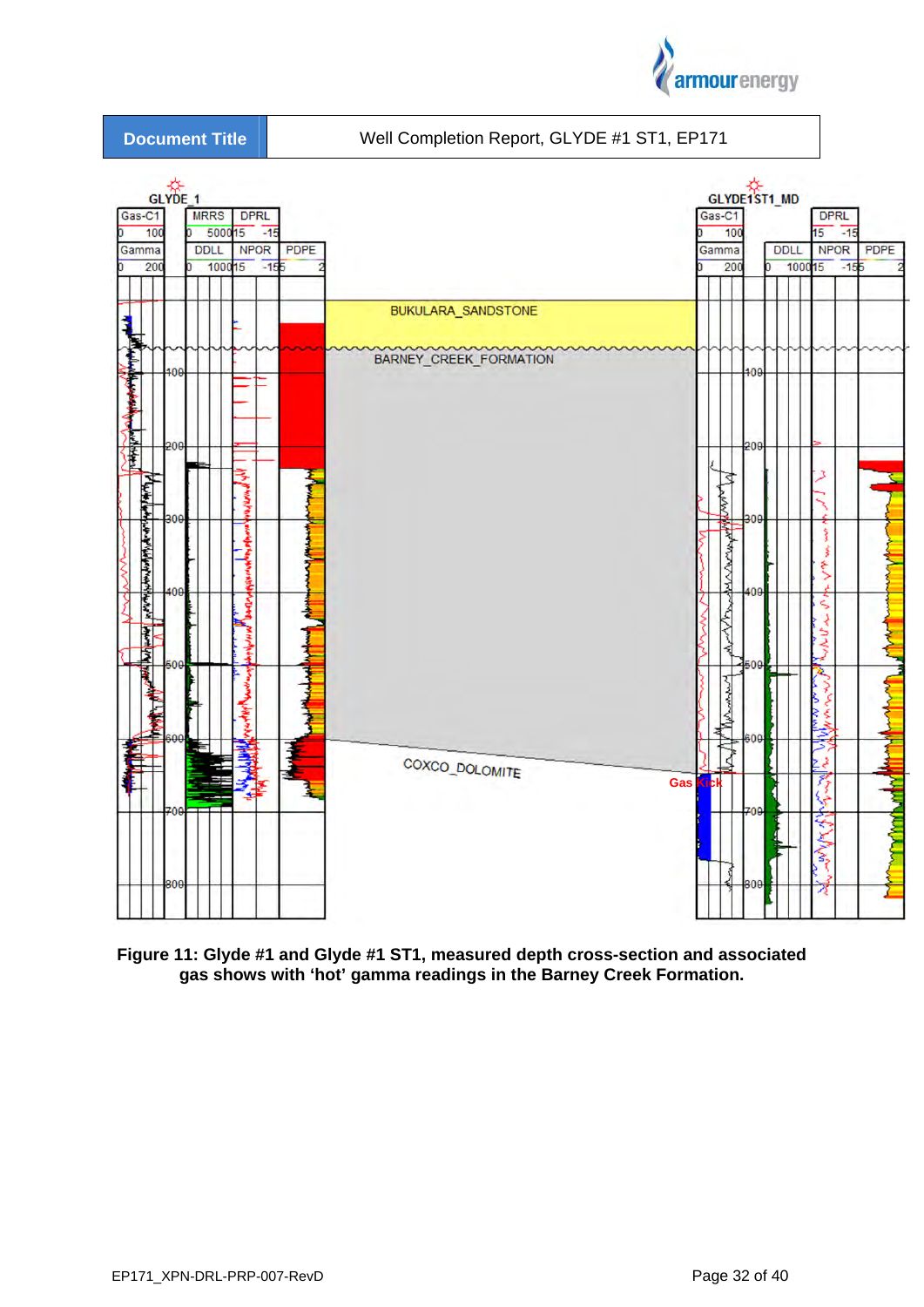**Figure 11: Glyde #1 and Glyde #1 ST1, measured depth cross-section and associated gas shows with 'hot' gamma readings in the Barney Creek Formation.**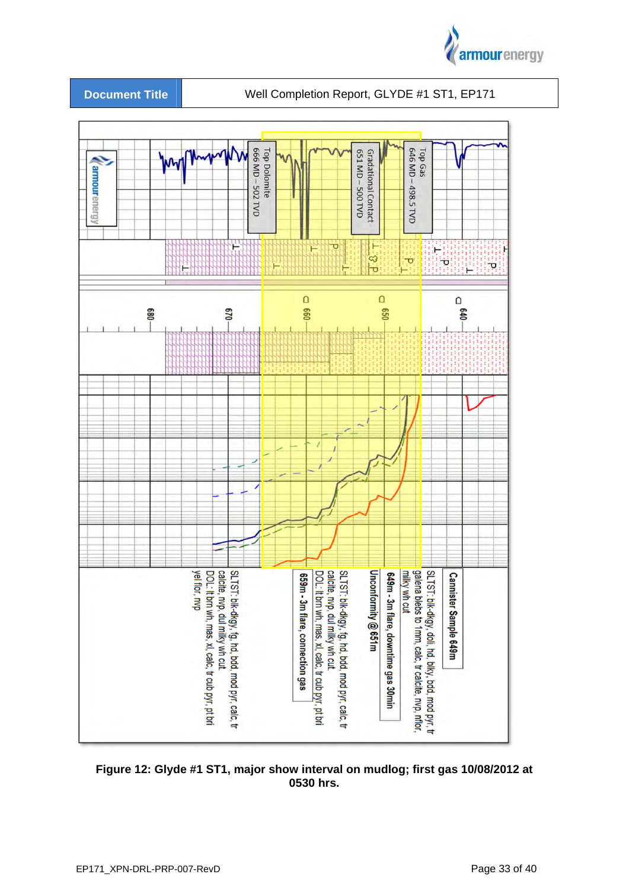**Figure 12: Glyde #1 ST1, major show interval on mudlog; first gas 10/08/2012 at 0530 hrs.**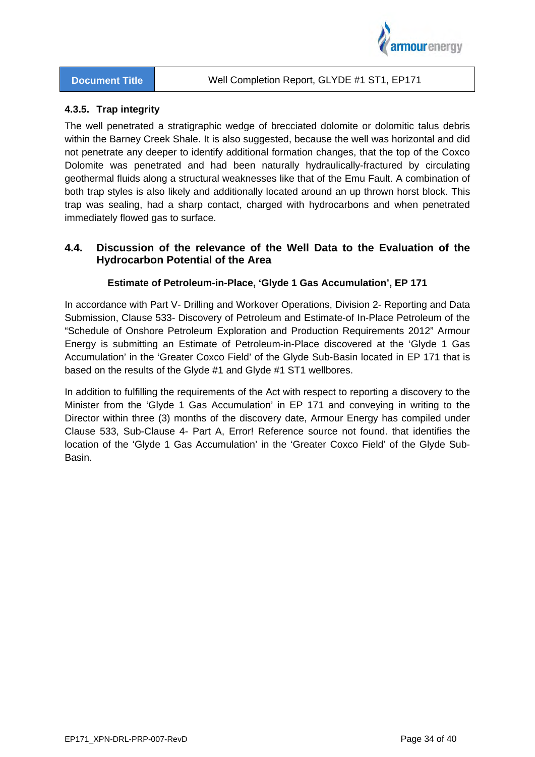#### 4.3.5. Trap integrity

The well penetrated a stratigraphic wedge of brecciated dolomite or dolomitic talus debris within the Barney Creek Shale. It is also suggested, because the well was horizontal and did not penetrate any deeper to identify additional formation changes, that the top of the Coxco Dolomite was penetrated and had been naturally hydraulically-fractured by circulating geothermal fluids along a structural weaknesses like that of the Emu Fault. A combination of both trap styles is also likely and additionally located around an up thrown horst block. This trap was sealing, had a sharp contact, charged with hydrocarbons and when penetrated immediately flowed gas to surface.

### 4.4. Discussion of the relevance of the Well Data to the Evaluation of the Hydrocarbon Potential of the Area

**Estimate of Petroleum-in-Place, 'Glyde 1 Gas Accumulation', EP 171**

In accordance with Part V- Drilling and Workover Operations, Division 2- Reporting and Data Submission, Clause 533- Discovery of Petroleum and Estimate-of In-Place Petroleum of the "Schedule of Onshore Petroleum Exploration and Production Requirements 2012" Armour Energy is submitting an Estimate of Petroleum-in-Place discovered at the 'Glyde 1 Gas Accumulation' in the 'Greater Coxco Field' of the Glyde Sub-Basin located in EP 171 that is based on the results of the Glyde #1 and Glyde #1 ST1 wellbores.

In addition to fulfilling the requirements of the Act with respect to reporting a discovery to the Minister from the 'Glyde 1 Gas Accumulation' in EP 171 and conveying in writing to the Director within three (3) months of the discovery date, Armour Energy has compiled under Clause 533, Sub-Clause 4- Part A, Error! Reference source not found. that identifies the location of the 'Glyde 1 Gas Accumulation' in the 'Greater Coxco Field' of the Glyde Sub-Basin.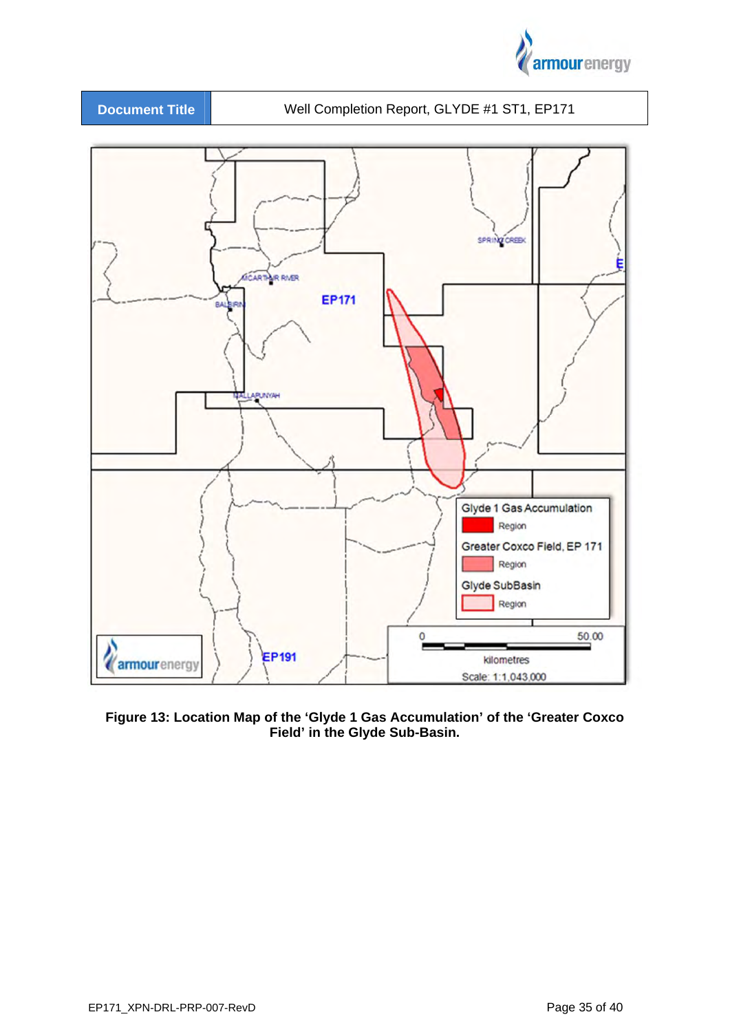| Document Title | Well Completion Report, GLYDE #1 ST1, EP171 |
| --- | --- |

**Figure 13: Location Map of the 'Glyde 1 Gas Accumulation' of the 'Greater Coxco Field' in the Glyde Sub-Basin.**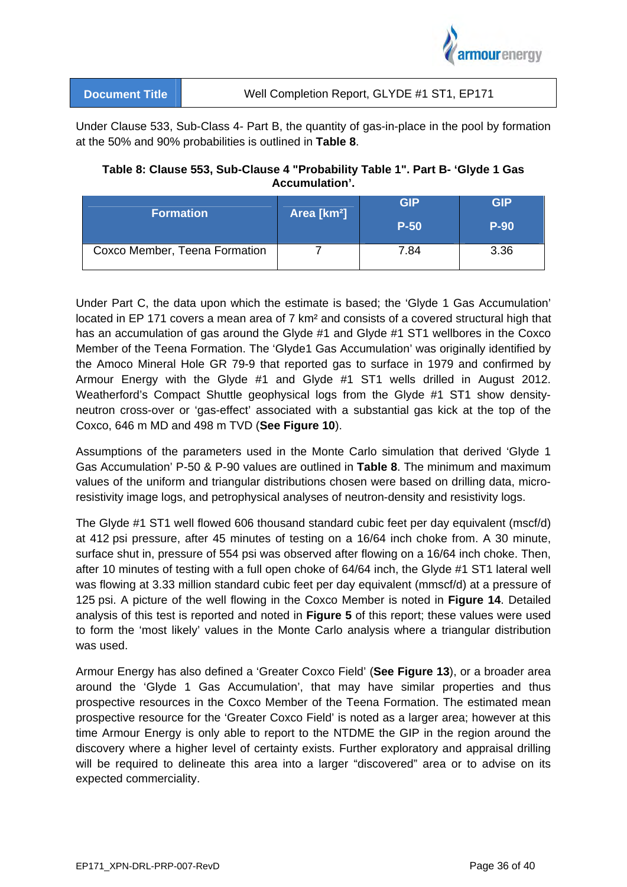Under Clause 533, Sub-Class 4- Part B, the quantity of gas-in-place in the pool by formation at the 50% and 90% probabilities is outlined in **Table 8**.

**Table 8: Clause 553, Sub-Clause 4 "Probability Table 1". Part B- 'Glyde 1 Gas Accumulation'.**

| Formation | Area [km²] | GIP P-50 | GIP P-90 |
|---|---|---|---|
| Coxco Member, Teena Formation | 7 | 7.84 | 3.36 |

Under Part C, the data upon which the estimate is based; the 'Glyde 1 Gas Accumulation' located in EP 171 covers a mean area of 7 km² and consists of a covered structural high that has an accumulation of gas around the Glyde #1 and Glyde #1 ST1 wellbores in the Coxco Member of the Teena Formation. The 'Glyde1 Gas Accumulation' was originally identified by the Amoco Mineral Hole GR 79-9 that reported gas to surface in 1979 and confirmed by Armour Energy with the Glyde #1 and Glyde #1 ST1 wells drilled in August 2012. Weatherford's Compact Shuttle geophysical logs from the Glyde #1 ST1 show density-neutron cross-over or 'gas-effect' associated with a substantial gas kick at the top of the Coxco, 646 m MD and 498 m TVD (**See Figure 10**).

Assumptions of the parameters used in the Monte Carlo simulation that derived 'Glyde 1 Gas Accumulation' P-50 & P-90 values are outlined in **Table 8**. The minimum and maximum values of the uniform and triangular distributions chosen were based on drilling data, micro-resistivity image logs, and petrophysical analyses of neutron-density and resistivity logs.

The Glyde #1 ST1 well flowed 606 thousand standard cubic feet per day equivalent (mscf/d) at 412 psi pressure, after 45 minutes of testing on a 16/64 inch choke from. A 30 minute, surface shut in, pressure of 554 psi was observed after flowing on a 16/64 inch choke. Then, after 10 minutes of testing with a full open choke of 64/64 inch, the Glyde #1 ST1 lateral well was flowing at 3.33 million standard cubic feet per day equivalent (mmscf/d) at a pressure of 125 psi. A picture of the well flowing in the Coxco Member is noted in **Figure 14**. Detailed analysis of this test is reported and noted in **Figure 5** of this report; these values were used to form the 'most likely' values in the Monte Carlo analysis where a triangular distribution was used.

Armour Energy has also defined a 'Greater Coxco Field' (**See Figure 13**), or a broader area around the 'Glyde 1 Gas Accumulation', that may have similar properties and thus prospective resources in the Coxco Member of the Teena Formation. The estimated mean prospective resource for the 'Greater Coxco Field' is noted as a larger area; however at this time Armour Energy is only able to report to the NTDME the GIP in the region around the discovery where a higher level of certainty exists. Further exploratory and appraisal drilling will be required to delineate this area into a larger "discovered" area or to advise on its expected commerciality.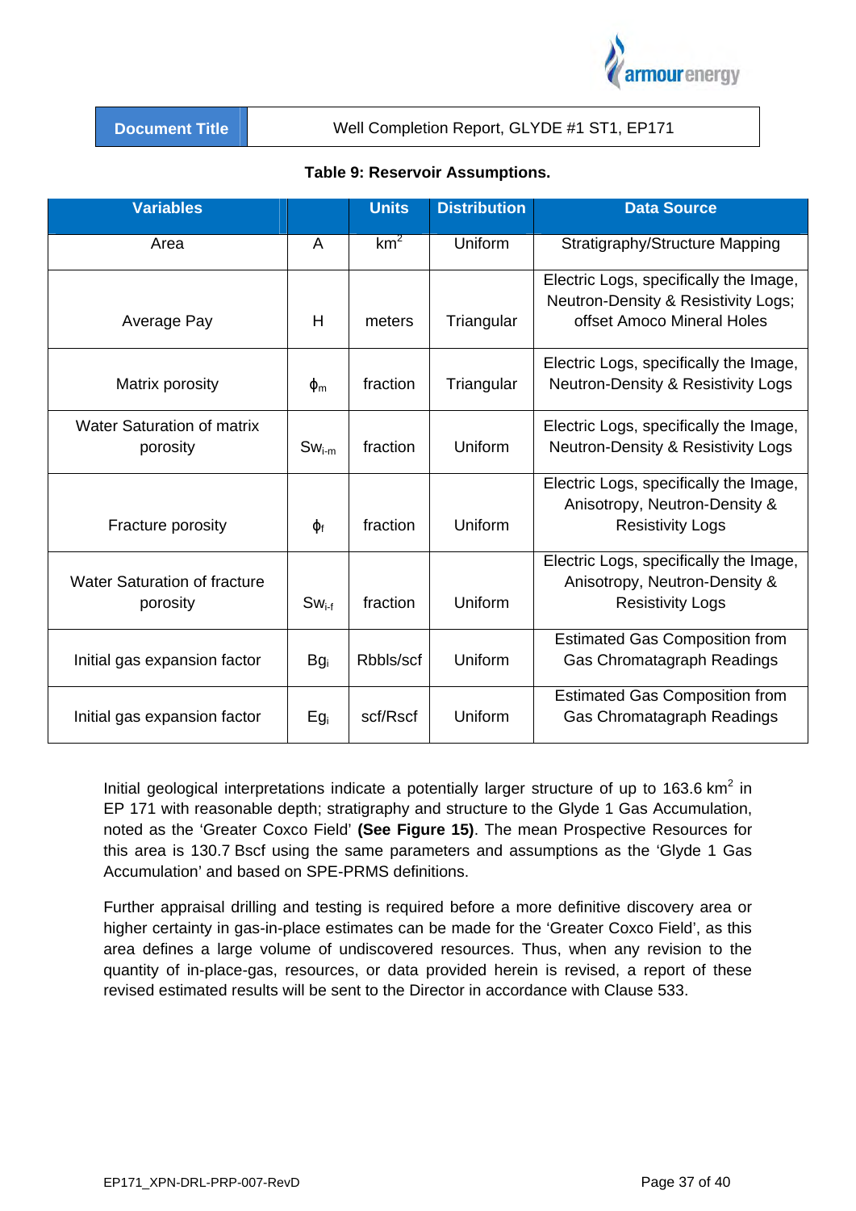**Table 9: Reservoir Assumptions.**

| Variables | | Units | Distribution | Data Source |
|---|---|---|---|---|
| Area | A | $km^2$ | Uniform | Stratigraphy/Structure Mapping |
| Average Pay | H | meters | Triangular | Electric Logs, specifically the Image, Neutron-Density & Resistivity Logs; offset Amoco Mineral Holes |
| Matrix porosity | $\phi_m$ | fraction | Triangular | Electric Logs, specifically the Image, Neutron-Density & Resistivity Logs |
| Water Saturation of matrix porosity | $Sw_{i\text{-}m}$ | fraction | Uniform | Electric Logs, specifically the Image, Neutron-Density & Resistivity Logs |
| Fracture porosity | $\phi_f$ | fraction | Uniform | Electric Logs, specifically the Image, Anisotropy, Neutron-Density & Resistivity Logs |
| Water Saturation of fracture porosity | $Sw_{i\text{-}f}$ | fraction | Uniform | Electric Logs, specifically the Image, Anisotropy, Neutron-Density & Resistivity Logs |
| Initial gas expansion factor | $Bg_i$ | Rbbls/scf | Uniform | Estimated Gas Composition from Gas Chromatagraph Readings |
| Initial gas expansion factor | $Eg_i$ | scf/Rscf | Uniform | Estimated Gas Composition from Gas Chromatagraph Readings |

Initial geological interpretations indicate a potentially larger structure of up to 163.6 $km^2$ in EP 171 with reasonable depth; stratigraphy and structure to the Glyde 1 Gas Accumulation, noted as the 'Greater Coxco Field' **(See Figure 15)**. The mean Prospective Resources for this area is 130.7 Bscf using the same parameters and assumptions as the 'Glyde 1 Gas Accumulation' and based on SPE-PRMS definitions.

Further appraisal drilling and testing is required before a more definitive discovery area or higher certainty in gas-in-place estimates can be made for the 'Greater Coxco Field', as this area defines a large volume of undiscovered resources. Thus, when any revision to the quantity of in-place-gas, resources, or data provided herein is revised, a report of these revised estimated results will be sent to the Director in accordance with Clause 533.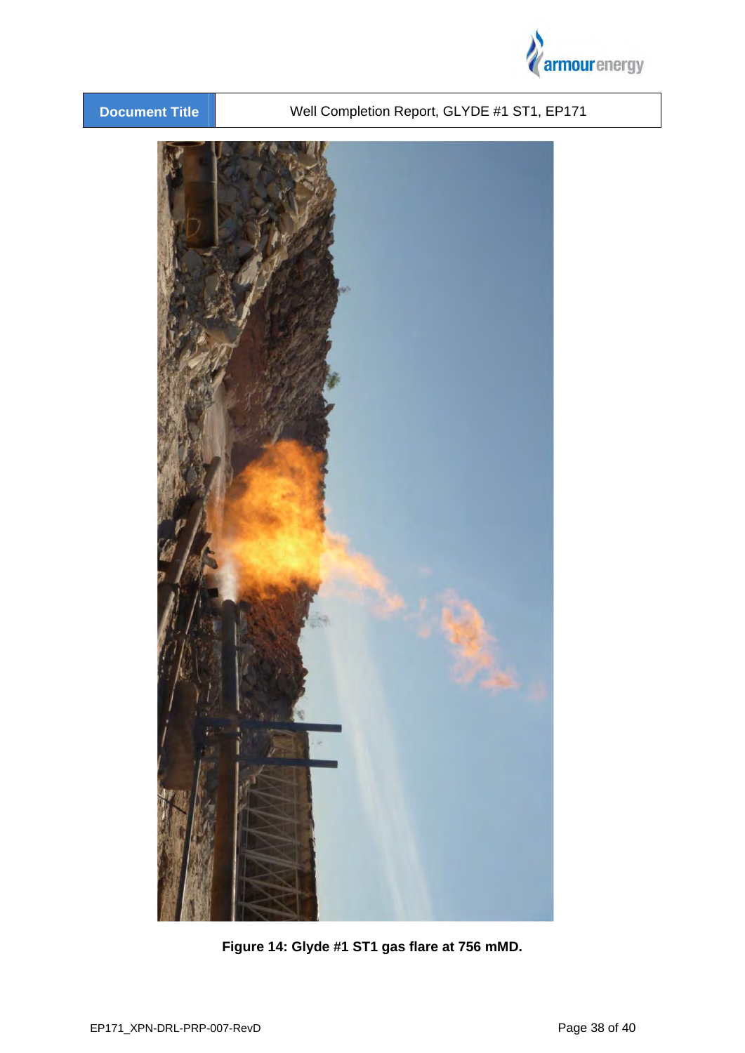Figure 14: Glyde #1 ST1 gas flare at 756 mMD.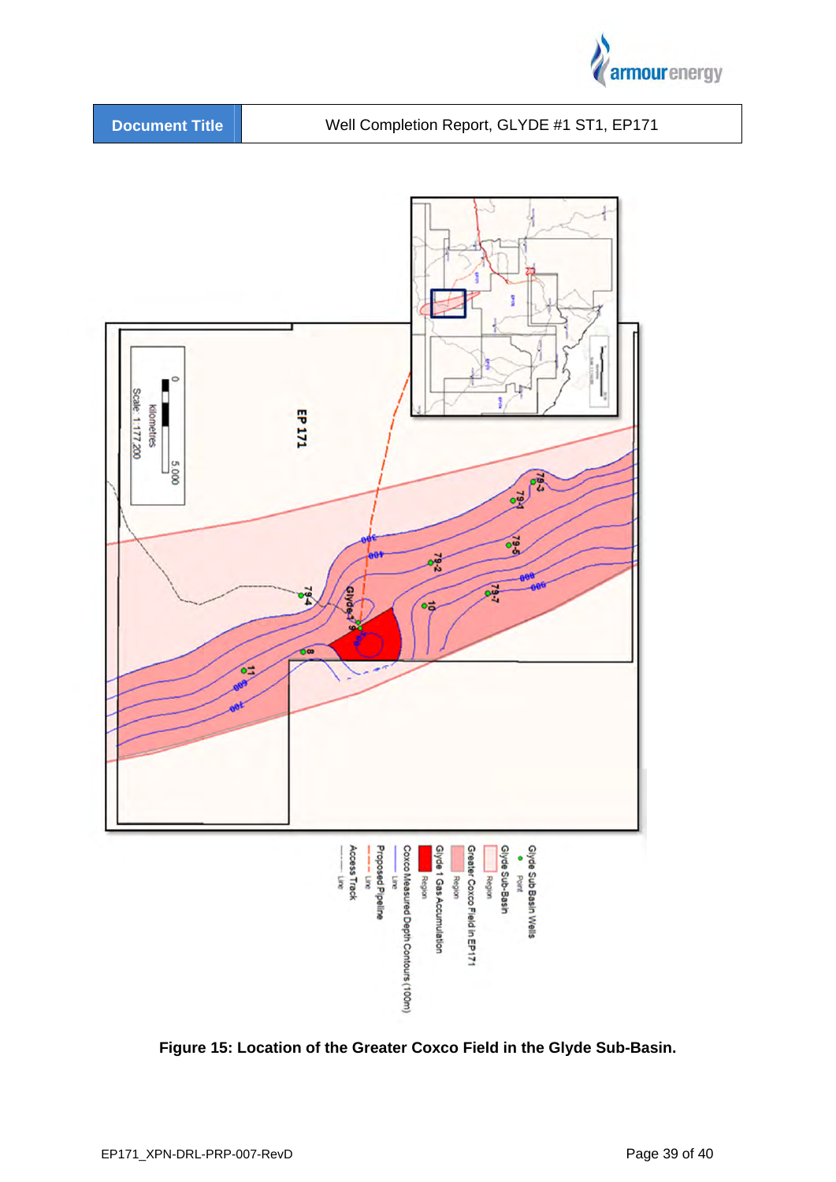| Document Title | Well Completion Report, GLYDE #1 ST1, EP171 |
| --- | --- |

EP 171

0 5,000
kilometres
Scale: 1:177,200

79-3
79-1
79-5
79-2
79-7
10
79-4
Glyde-1
8
11

Glyde Sub Basin Wells
Point
Glyde Sub-Basin
Region
Greater Coxco Field in EP171
Region
Glyde 1 Gas Accumulation
Region
Coxco Measured Depth Contours (100m)
Line
Proposed Pipeline
Line
Access Track
Line

**Figure 15: Location of the Greater Coxco Field in the Glyde Sub-Basin.**

EP171_XPN-DRL-PRP-007-RevD